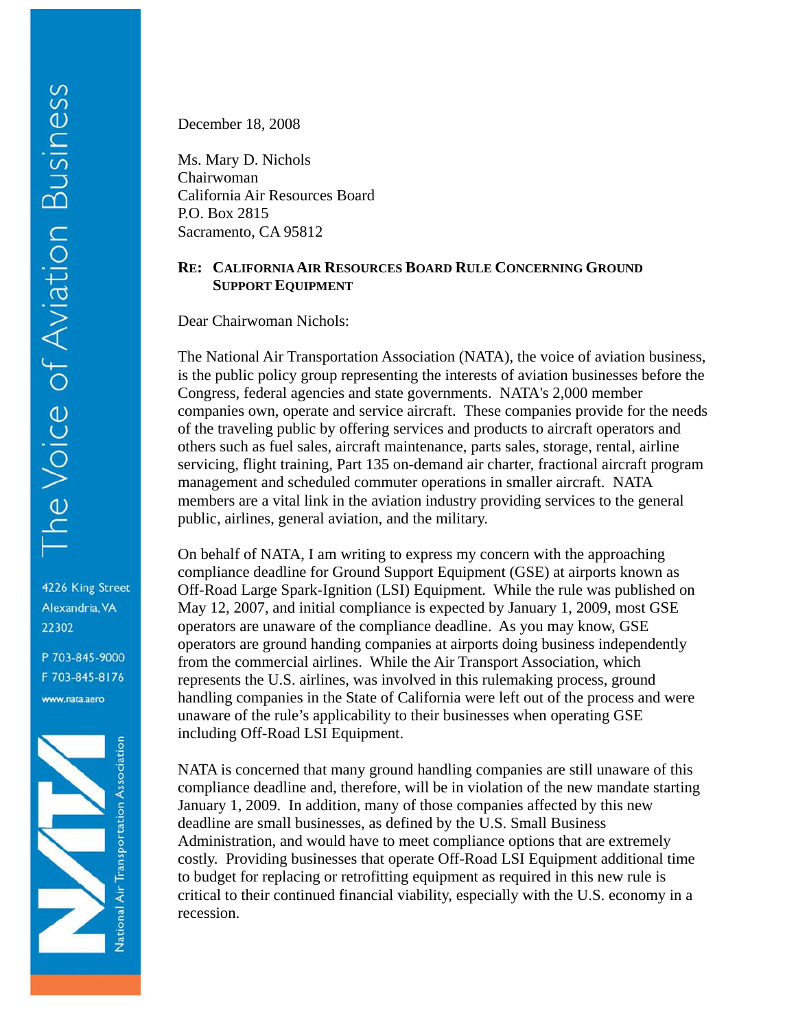The Voice of Aviation Business

4226 King Street
Alexandria, VA
22302

P 703-845-9000
F 703-845-8176
www.nata.aero

National Air Transportation Association

December 18, 2008

Ms. Mary D. Nichols
Chairwoman
California Air Resources Board
P.O. Box 2815
Sacramento, CA 95812

**RE: CALIFORNIA AIR RESOURCES BOARD RULE CONCERNING GROUND SUPPORT EQUIPMENT**

Dear Chairwoman Nichols:

The National Air Transportation Association (NATA), the voice of aviation business, is the public policy group representing the interests of aviation businesses before the Congress, federal agencies and state governments. NATA's 2,000 member companies own, operate and service aircraft. These companies provide for the needs of the traveling public by offering services and products to aircraft operators and others such as fuel sales, aircraft maintenance, parts sales, storage, rental, airline servicing, flight training, Part 135 on-demand air charter, fractional aircraft program management and scheduled commuter operations in smaller aircraft. NATA members are a vital link in the aviation industry providing services to the general public, airlines, general aviation, and the military.

On behalf of NATA, I am writing to express my concern with the approaching compliance deadline for Ground Support Equipment (GSE) at airports known as Off-Road Large Spark-Ignition (LSI) Equipment. While the rule was published on May 12, 2007, and initial compliance is expected by January 1, 2009, most GSE operators are unaware of the compliance deadline. As you may know, GSE operators are ground handing companies at airports doing business independently from the commercial airlines. While the Air Transport Association, which represents the U.S. airlines, was involved in this rulemaking process, ground handling companies in the State of California were left out of the process and were unaware of the rule's applicability to their businesses when operating GSE including Off-Road LSI Equipment.

NATA is concerned that many ground handling companies are still unaware of this compliance deadline and, therefore, will be in violation of the new mandate starting January 1, 2009. In addition, many of those companies affected by this new deadline are small businesses, as defined by the U.S. Small Business Administration, and would have to meet compliance options that are extremely costly. Providing businesses that operate Off-Road LSI Equipment additional time to budget for replacing or retrofitting equipment as required in this new rule is critical to their continued financial viability, especially with the U.S. economy in a recession.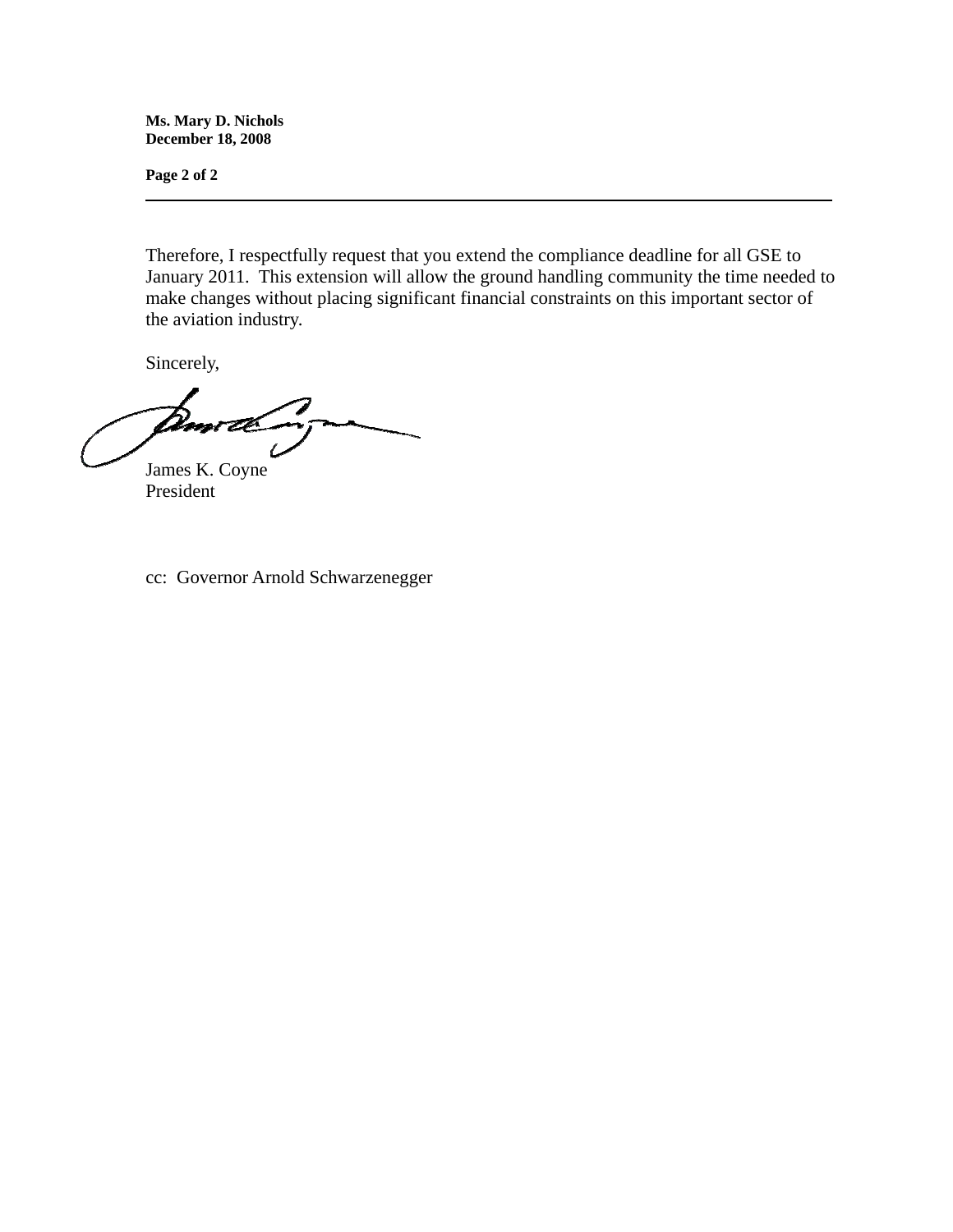Therefore, I respectfully request that you extend the compliance deadline for all GSE to January 2011. This extension will allow the ground handling community the time needed to make changes without placing significant financial constraints on this important sector of the aviation industry.

Sincerely,

James K. Coyne
President

cc: Governor Arnold Schwarzenegger